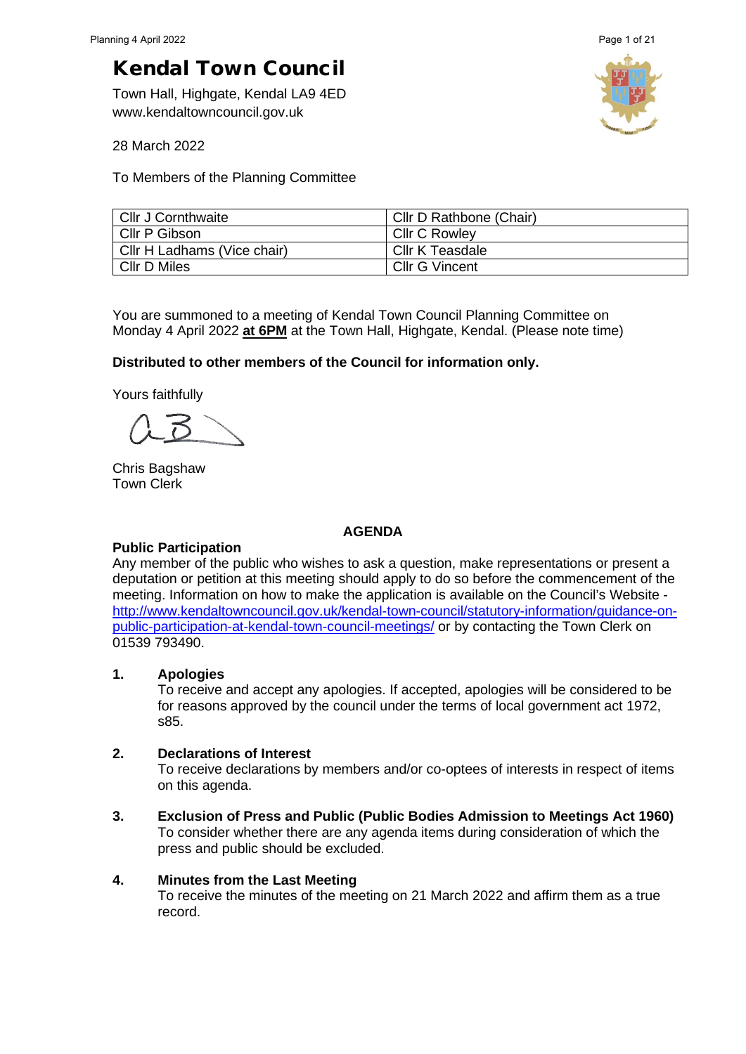# Kendal Town Council

Town Hall, Highgate, Kendal LA9 4ED
www.kendaltowncouncil.gov.uk

28 March 2022

To Members of the Planning Committee

| | |
|---|---|
| Cllr J Cornthwaite | Cllr D Rathbone (Chair) |
| Cllr P Gibson | Cllr C Rowley |
| Cllr H Ladhams (Vice chair) | Cllr K Teasdale |
| Cllr D Miles | Cllr G Vincent |

You are summoned to a meeting of Kendal Town Council Planning Committee on Monday 4 April 2022 **at 6PM** at the Town Hall, Highgate, Kendal. (Please note time)

**Distributed to other members of the Council for information only.**

Yours faithfully

Chris Bagshaw
Town Clerk

## AGENDA

**Public Participation**
Any member of the public who wishes to ask a question, make representations or present a deputation or petition at this meeting should apply to do so before the commencement of the meeting. Information on how to make the application is available on the Council's Website - http://www.kendaltowncouncil.gov.uk/kendal-town-council/statutory-information/guidance-on-public-participation-at-kendal-town-council-meetings/ or by contacting the Town Clerk on 01539 793490.

**1. Apologies**
To receive and accept any apologies. If accepted, apologies will be considered to be for reasons approved by the council under the terms of local government act 1972, s85.

**2. Declarations of Interest**
To receive declarations by members and/or co-optees of interests in respect of items on this agenda.

**3. Exclusion of Press and Public (Public Bodies Admission to Meetings Act 1960)**
To consider whether there are any agenda items during consideration of which the press and public should be excluded.

**4. Minutes from the Last Meeting**
To receive the minutes of the meeting on 21 March 2022 and affirm them as a true record.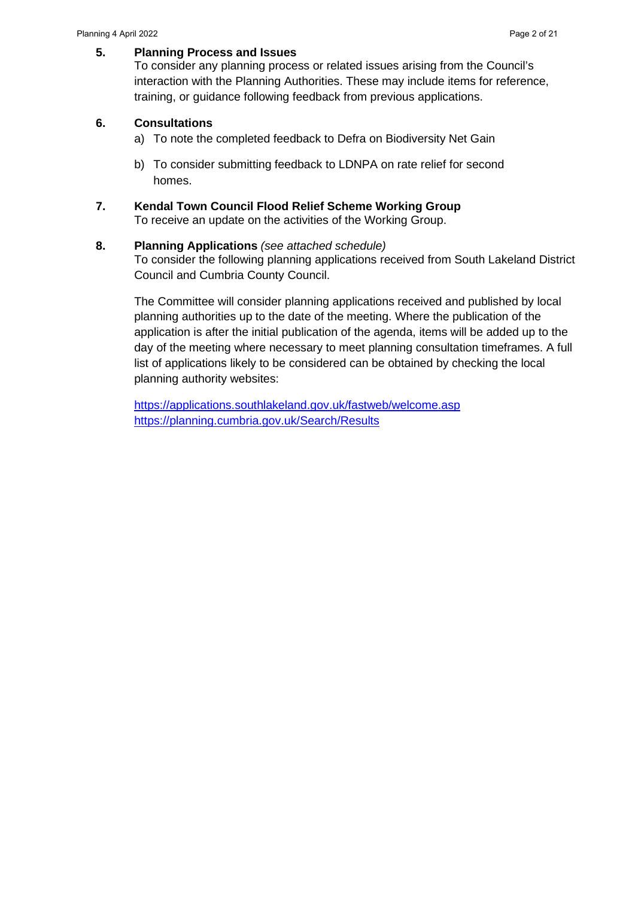## 5. Planning Process and Issues

To consider any planning process or related issues arising from the Council's interaction with the Planning Authorities. These may include items for reference, training, or guidance following feedback from previous applications.

## 6. Consultations

a) To note the completed feedback to Defra on Biodiversity Net Gain

b) To consider submitting feedback to LDNPA on rate relief for second homes.

## 7. Kendal Town Council Flood Relief Scheme Working Group

To receive an update on the activities of the Working Group.

## 8. Planning Applications *(see attached schedule)*

To consider the following planning applications received from South Lakeland District Council and Cumbria County Council.

The Committee will consider planning applications received and published by local planning authorities up to the date of the meeting. Where the publication of the application is after the initial publication of the agenda, items will be added up to the day of the meeting where necessary to meet planning consultation timeframes. A full list of applications likely to be considered can be obtained by checking the local planning authority websites:

https://applications.southlakeland.gov.uk/fastweb/welcome.asp
https://planning.cumbria.gov.uk/Search/Results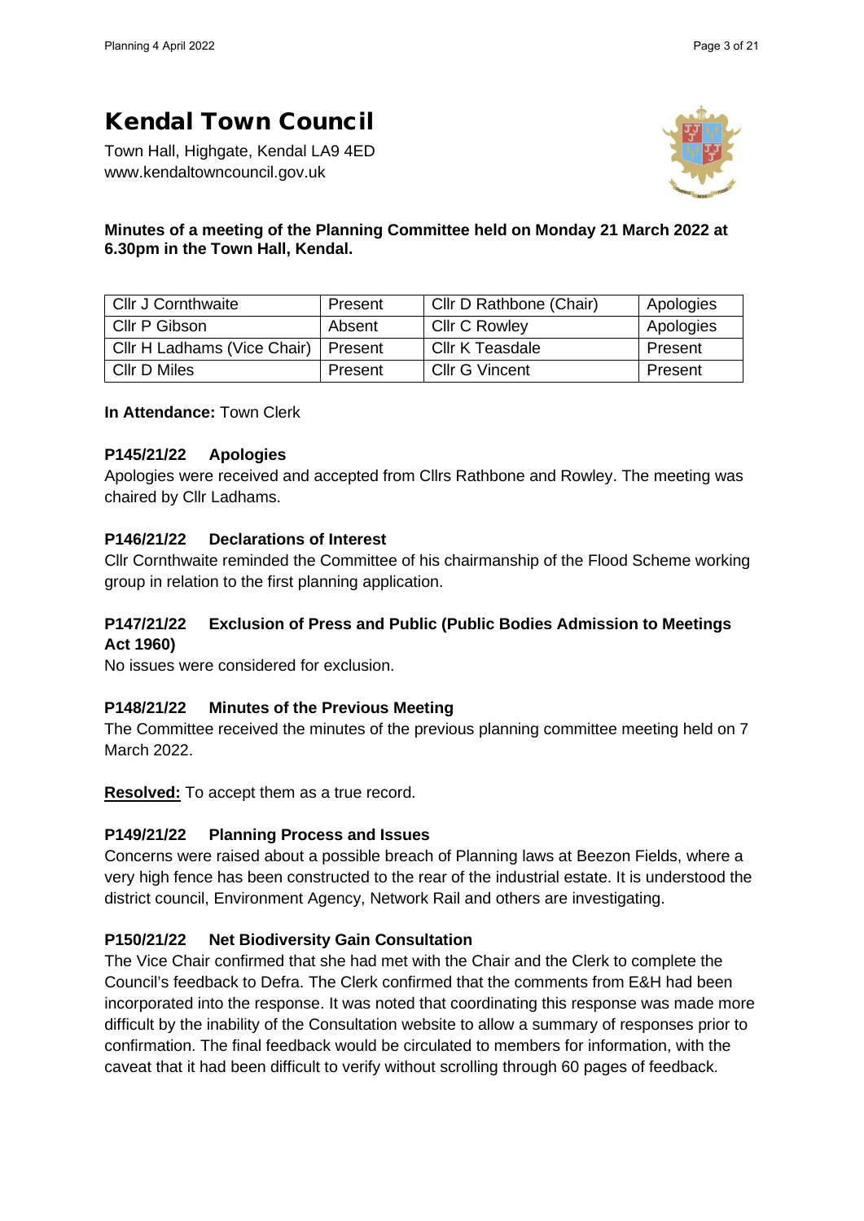# Kendal Town Council

Town Hall, Highgate, Kendal LA9 4ED
www.kendaltowncouncil.gov.uk

**Minutes of a meeting of the Planning Committee held on Monday 21 March 2022 at 6.30pm in the Town Hall, Kendal.**

| Cllr J Cornthwaite | Present | Cllr D Rathbone (Chair) | Apologies |
|---|---|---|---|
| Cllr P Gibson | Absent | Cllr C Rowley | Apologies |
| Cllr H Ladhams (Vice Chair) | Present | Cllr K Teasdale | Present |
| Cllr D Miles | Present | Cllr G Vincent | Present |

**In Attendance:** Town Clerk

### P145/21/22 Apologies

Apologies were received and accepted from Cllrs Rathbone and Rowley. The meeting was chaired by Cllr Ladhams.

### P146/21/22 Declarations of Interest

Cllr Cornthwaite reminded the Committee of his chairmanship of the Flood Scheme working group in relation to the first planning application.

### P147/21/22 Exclusion of Press and Public (Public Bodies Admission to Meetings Act 1960)

No issues were considered for exclusion.

### P148/21/22 Minutes of the Previous Meeting

The Committee received the minutes of the previous planning committee meeting held on 7 March 2022.

**Resolved:** To accept them as a true record.

### P149/21/22 Planning Process and Issues

Concerns were raised about a possible breach of Planning laws at Beezon Fields, where a very high fence has been constructed to the rear of the industrial estate. It is understood the district council, Environment Agency, Network Rail and others are investigating.

### P150/21/22 Net Biodiversity Gain Consultation

The Vice Chair confirmed that she had met with the Chair and the Clerk to complete the Council's feedback to Defra. The Clerk confirmed that the comments from E&H had been incorporated into the response. It was noted that coordinating this response was made more difficult by the inability of the Consultation website to allow a summary of responses prior to confirmation. The final feedback would be circulated to members for information, with the caveat that it had been difficult to verify without scrolling through 60 pages of feedback.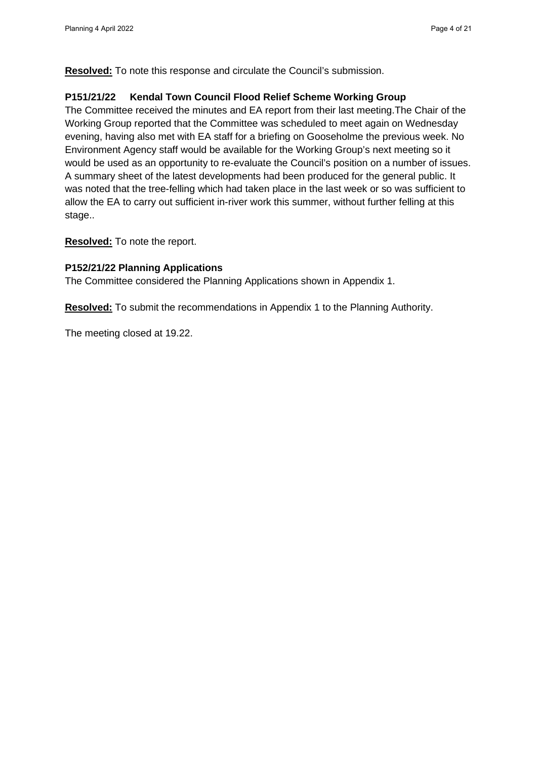**Resolved:** To note this response and circulate the Council's submission.

### P151/21/22 Kendal Town Council Flood Relief Scheme Working Group

The Committee received the minutes and EA report from their last meeting.The Chair of the Working Group reported that the Committee was scheduled to meet again on Wednesday evening, having also met with EA staff for a briefing on Gooseholme the previous week. No Environment Agency staff would be available for the Working Group's next meeting so it would be used as an opportunity to re-evaluate the Council's position on a number of issues. A summary sheet of the latest developments had been produced for the general public. It was noted that the tree-felling which had taken place in the last week or so was sufficient to allow the EA to carry out sufficient in-river work this summer, without further felling at this stage..

**Resolved:** To note the report.

### P152/21/22 Planning Applications

The Committee considered the Planning Applications shown in Appendix 1.

**Resolved:** To submit the recommendations in Appendix 1 to the Planning Authority.

The meeting closed at 19.22.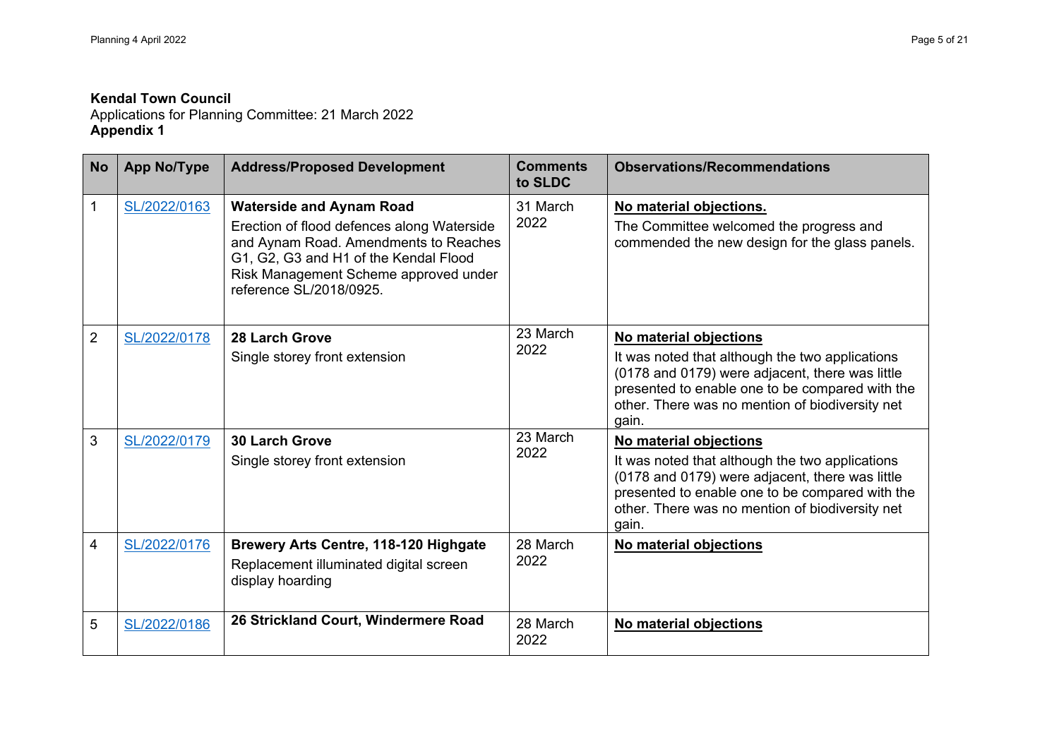**Kendal Town Council**
Applications for Planning Committee: 21 March 2022
**Appendix 1**

| No | App No/Type | Address/Proposed Development | Comments to SLDC | Observations/Recommendations |
|---|---|---|---|---|
| 1 | SL/2022/0163 | **Waterside and Aynam Road** Erection of flood defences along Waterside and Aynam Road. Amendments to Reaches G1, G2, G3 and H1 of the Kendal Flood Risk Management Scheme approved under reference SL/2018/0925. | 31 March 2022 | **No material objections.** The Committee welcomed the progress and commended the new design for the glass panels. |
| 2 | SL/2022/0178 | **28 Larch Grove** Single storey front extension | 23 March 2022 | **No material objections** It was noted that although the two applications (0178 and 0179) were adjacent, there was little presented to enable one to be compared with the other. There was no mention of biodiversity net gain. |
| 3 | SL/2022/0179 | **30 Larch Grove** Single storey front extension | 23 March 2022 | **No material objections** It was noted that although the two applications (0178 and 0179) were adjacent, there was little presented to enable one to be compared with the other. There was no mention of biodiversity net gain. |
| 4 | SL/2022/0176 | **Brewery Arts Centre, 118-120 Highgate** Replacement illuminated digital screen display hoarding | 28 March 2022 | **No material objections** |
| 5 | SL/2022/0186 | **26 Strickland Court, Windermere Road** | 28 March 2022 | **No material objections** |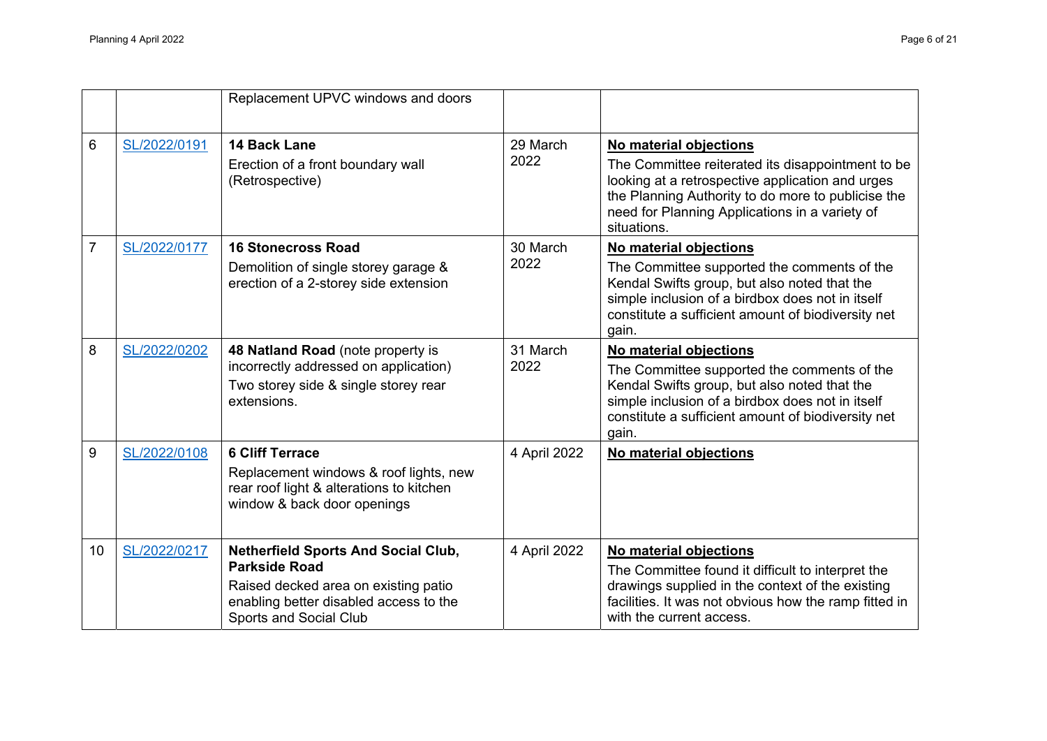| | | | | |
|---|---|---|---|---|
| | | Replacement UPVC windows and doors | | |
| 6 | SL/2022/0191 | **14 Back Lane**<br>Erection of a front boundary wall (Retrospective) | 29 March 2022 | **No material objections**<br>The Committee reiterated its disappointment to be looking at a retrospective application and urges the Planning Authority to do more to publicise the need for Planning Applications in a variety of situations. |
| 7 | SL/2022/0177 | **16 Stonecross Road**<br>Demolition of single storey garage & erection of a 2-storey side extension | 30 March 2022 | **No material objections**<br>The Committee supported the comments of the Kendal Swifts group, but also noted that the simple inclusion of a birdbox does not in itself constitute a sufficient amount of biodiversity net gain. |
| 8 | SL/2022/0202 | **48 Natland Road** (note property is incorrectly addressed on application)<br>Two storey side & single storey rear extensions. | 31 March 2022 | **No material objections**<br>The Committee supported the comments of the Kendal Swifts group, but also noted that the simple inclusion of a birdbox does not in itself constitute a sufficient amount of biodiversity net gain. |
| 9 | SL/2022/0108 | **6 Cliff Terrace**<br>Replacement windows & roof lights, new rear roof light & alterations to kitchen window & back door openings | 4 April 2022 | **No material objections** |
| 10 | SL/2022/0217 | **Netherfield Sports And Social Club, Parkside Road**<br>Raised decked area on existing patio enabling better disabled access to the Sports and Social Club | 4 April 2022 | **No material objections**<br>The Committee found it difficult to interpret the drawings supplied in the context of the existing facilities. It was not obvious how the ramp fitted in with the current access. |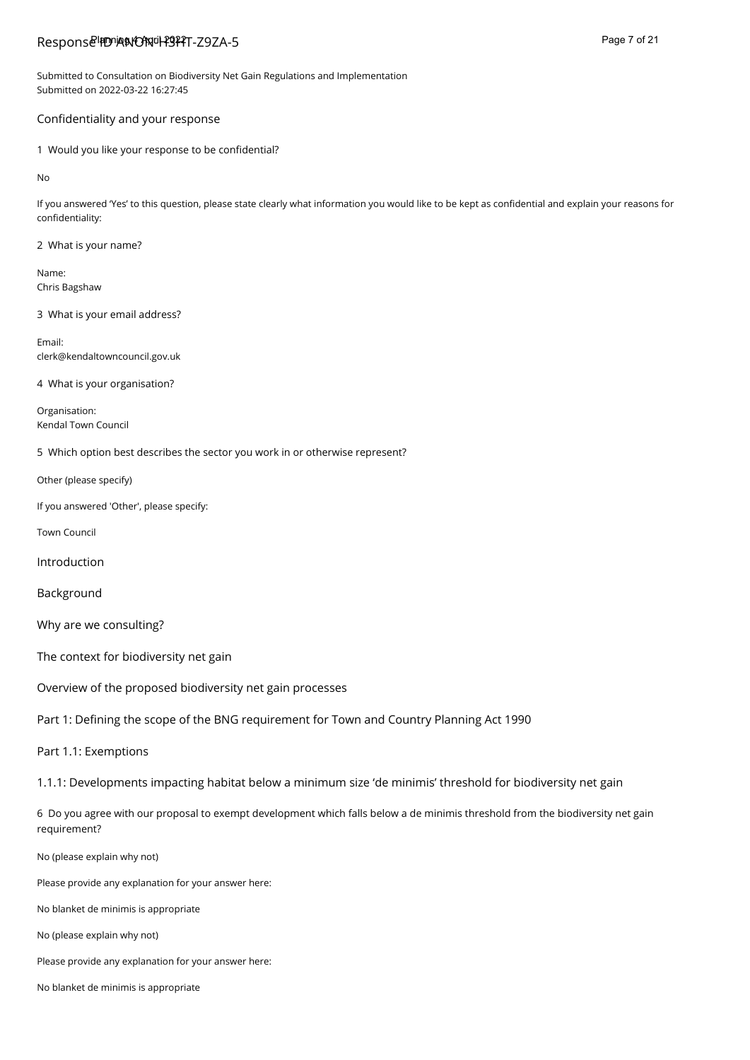# Response ID ANON-H3HT-Z9ZA-5

Submitted to Consultation on Biodiversity Net Gain Regulations and Implementation
Submitted on 2022-03-22 16:27:45

## Confidentiality and your response

1 Would you like your response to be confidential?

No

If you answered 'Yes' to this question, please state clearly what information you would like to be kept as confidential and explain your reasons for confidentiality:

2 What is your name?

Name:
Chris Bagshaw

3 What is your email address?

Email:
clerk@kendaltowncouncil.gov.uk

4 What is your organisation?

Organisation:
Kendal Town Council

5 Which option best describes the sector you work in or otherwise represent?

Other (please specify)

If you answered 'Other', please specify:

Town Council

## Introduction

## Background

## Why are we consulting?

## The context for biodiversity net gain

## Overview of the proposed biodiversity net gain processes

## Part 1: Defining the scope of the BNG requirement for Town and Country Planning Act 1990

## Part 1.1: Exemptions

### 1.1.1: Developments impacting habitat below a minimum size 'de minimis' threshold for biodiversity net gain

6 Do you agree with our proposal to exempt development which falls below a de minimis threshold from the biodiversity net gain requirement?

No (please explain why not)

Please provide any explanation for your answer here:

No blanket de minimis is appropriate

No (please explain why not)

Please provide any explanation for your answer here:

No blanket de minimis is appropriate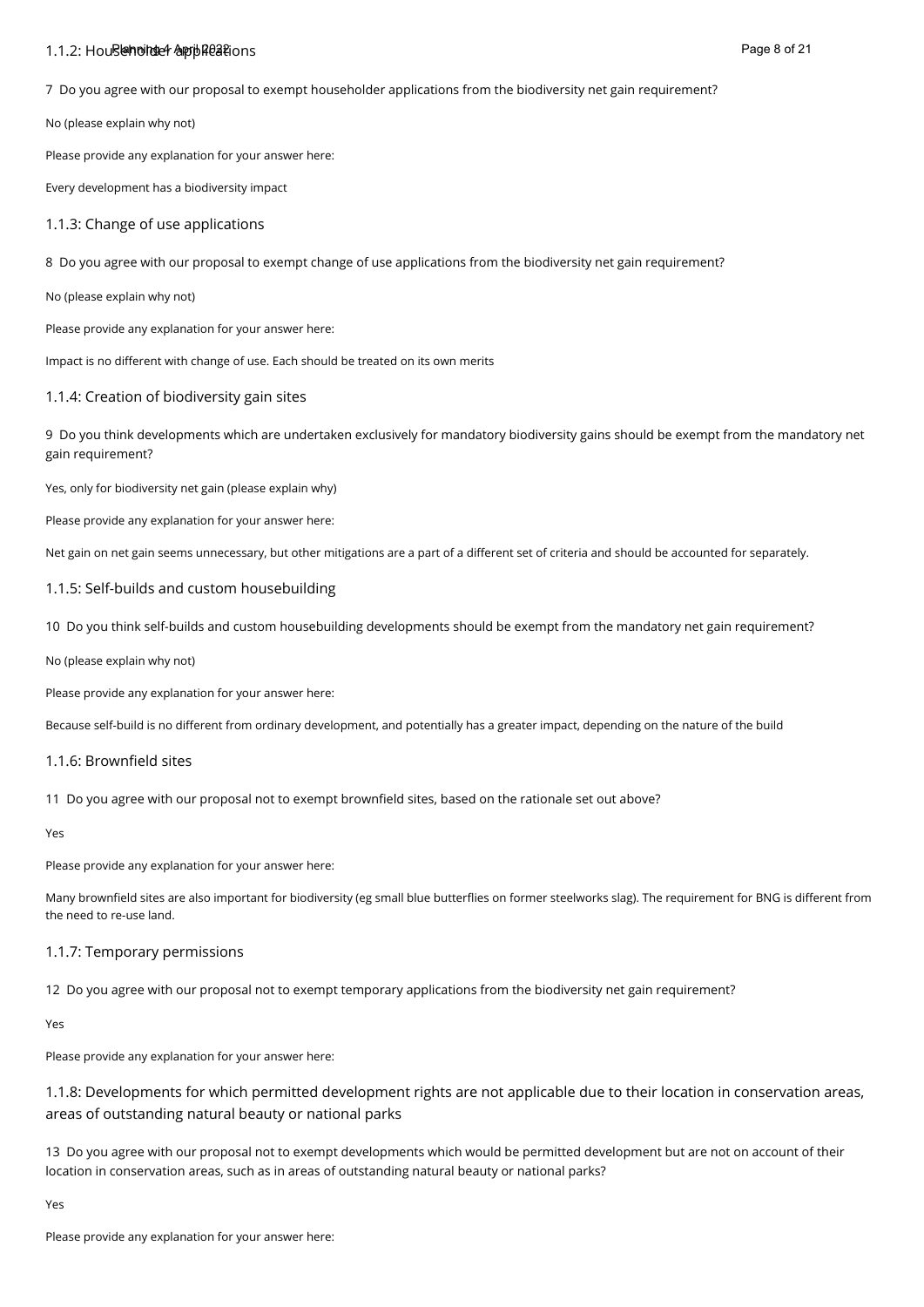### 1.1.2: Householder applications

7 Do you agree with our proposal to exempt householder applications from the biodiversity net gain requirement?

No (please explain why not)

Please provide any explanation for your answer here:

Every development has a biodiversity impact

### 1.1.3: Change of use applications

8 Do you agree with our proposal to exempt change of use applications from the biodiversity net gain requirement?

No (please explain why not)

Please provide any explanation for your answer here:

Impact is no different with change of use. Each should be treated on its own merits

### 1.1.4: Creation of biodiversity gain sites

9 Do you think developments which are undertaken exclusively for mandatory biodiversity gains should be exempt from the mandatory net gain requirement?

Yes, only for biodiversity net gain (please explain why)

Please provide any explanation for your answer here:

Net gain on net gain seems unnecessary, but other mitigations are a part of a different set of criteria and should be accounted for separately.

### 1.1.5: Self-builds and custom housebuilding

10 Do you think self-builds and custom housebuilding developments should be exempt from the mandatory net gain requirement?

No (please explain why not)

Please provide any explanation for your answer here:

Because self-build is no different from ordinary development, and potentially has a greater impact, depending on the nature of the build

### 1.1.6: Brownfield sites

11 Do you agree with our proposal not to exempt brownfield sites, based on the rationale set out above?

Yes

Please provide any explanation for your answer here:

Many brownfield sites are also important for biodiversity (eg small blue butterflies on former steelworks slag). The requirement for BNG is different from the need to re-use land.

### 1.1.7: Temporary permissions

12 Do you agree with our proposal not to exempt temporary applications from the biodiversity net gain requirement?

Yes

Please provide any explanation for your answer here:

### 1.1.8: Developments for which permitted development rights are not applicable due to their location in conservation areas, areas of outstanding natural beauty or national parks

13 Do you agree with our proposal not to exempt developments which would be permitted development but are not on account of their location in conservation areas, such as in areas of outstanding natural beauty or national parks?

Yes

Please provide any explanation for your answer here: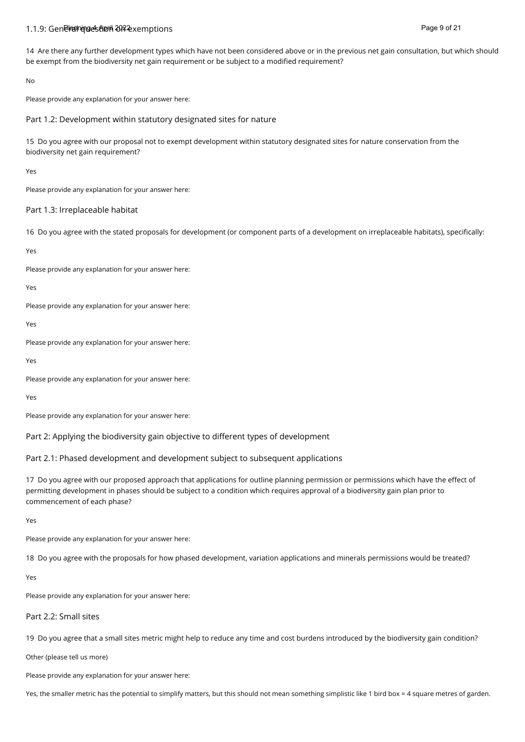## 1.1.9: General question on exemptions

14 Are there any further development types which have not been considered above or in the previous net gain consultation, but which should be exempt from the biodiversity net gain requirement or be subject to a modified requirement?

No

Please provide any explanation for your answer here:

## Part 1.2: Development within statutory designated sites for nature

15 Do you agree with our proposal not to exempt development within statutory designated sites for nature conservation from the biodiversity net gain requirement?

Yes

Please provide any explanation for your answer here:

## Part 1.3: Irreplaceable habitat

16 Do you agree with the stated proposals for development (or component parts of a development on irreplaceable habitats), specifically:

Yes

Please provide any explanation for your answer here:

Yes

Please provide any explanation for your answer here:

Yes

Please provide any explanation for your answer here:

Yes

Please provide any explanation for your answer here:

Yes

Please provide any explanation for your answer here:

## Part 2: Applying the biodiversity gain objective to different types of development

## Part 2.1: Phased development and development subject to subsequent applications

17 Do you agree with our proposed approach that applications for outline planning permission or permissions which have the effect of permitting development in phases should be subject to a condition which requires approval of a biodiversity gain plan prior to commencement of each phase?

Yes

Please provide any explanation for your answer here:

18 Do you agree with the proposals for how phased development, variation applications and minerals permissions would be treated?

Yes

Please provide any explanation for your answer here:

## Part 2.2: Small sites

19 Do you agree that a small sites metric might help to reduce any time and cost burdens introduced by the biodiversity gain condition?

Other (please tell us more)

Please provide any explanation for your answer here:

Yes, the smaller metric has the potential to simplify matters, but this should not mean something simplistic like 1 bird box = 4 square metres of garden.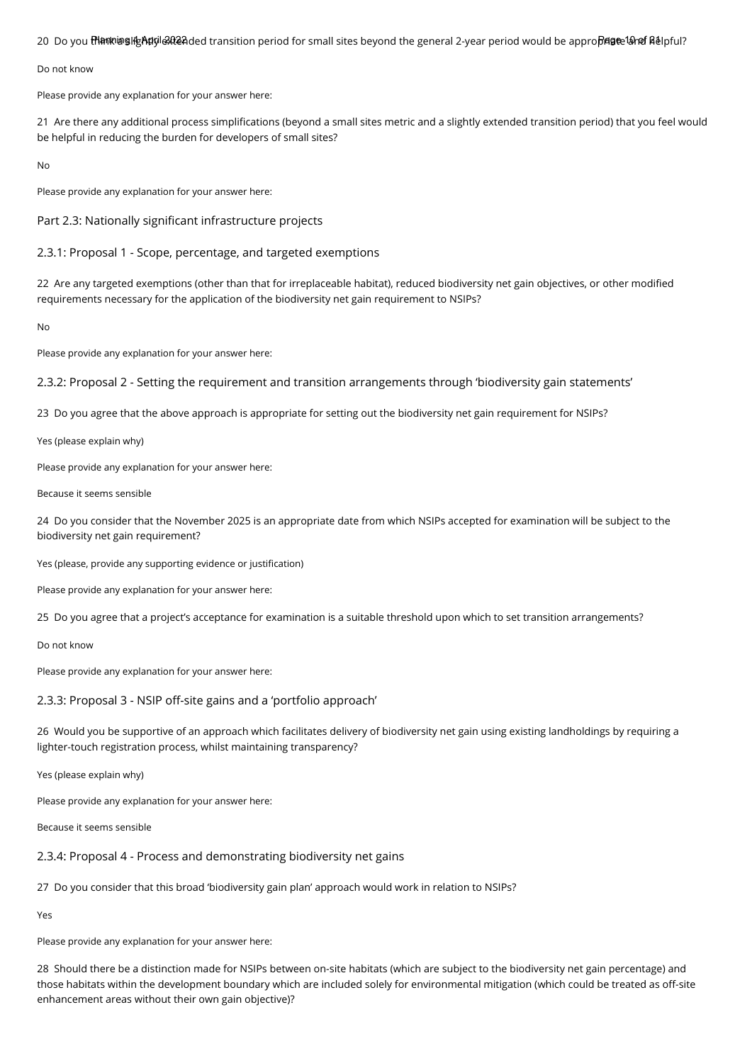20 Do you think a slightly extended transition period for small sites beyond the general 2-year period would be appropriate and helpful?

Do not know

Please provide any explanation for your answer here:

21 Are there any additional process simplifications (beyond a small sites metric and a slightly extended transition period) that you feel would be helpful in reducing the burden for developers of small sites?

No

Please provide any explanation for your answer here:

## Part 2.3: Nationally significant infrastructure projects

### 2.3.1: Proposal 1 - Scope, percentage, and targeted exemptions

22 Are any targeted exemptions (other than that for irreplaceable habitat), reduced biodiversity net gain objectives, or other modified requirements necessary for the application of the biodiversity net gain requirement to NSIPs?

No

Please provide any explanation for your answer here:

### 2.3.2: Proposal 2 - Setting the requirement and transition arrangements through 'biodiversity gain statements'

23 Do you agree that the above approach is appropriate for setting out the biodiversity net gain requirement for NSIPs?

Yes (please explain why)

Please provide any explanation for your answer here:

Because it seems sensible

24 Do you consider that the November 2025 is an appropriate date from which NSIPs accepted for examination will be subject to the biodiversity net gain requirement?

Yes (please, provide any supporting evidence or justification)

Please provide any explanation for your answer here:

25 Do you agree that a project's acceptance for examination is a suitable threshold upon which to set transition arrangements?

Do not know

Please provide any explanation for your answer here:

### 2.3.3: Proposal 3 - NSIP off-site gains and a 'portfolio approach'

26 Would you be supportive of an approach which facilitates delivery of biodiversity net gain using existing landholdings by requiring a lighter-touch registration process, whilst maintaining transparency?

Yes (please explain why)

Please provide any explanation for your answer here:

Because it seems sensible

### 2.3.4: Proposal 4 - Process and demonstrating biodiversity net gains

27 Do you consider that this broad 'biodiversity gain plan' approach would work in relation to NSIPs?

Yes

Please provide any explanation for your answer here:

28 Should there be a distinction made for NSIPs between on-site habitats (which are subject to the biodiversity net gain percentage) and those habitats within the development boundary which are included solely for environmental mitigation (which could be treated as off-site enhancement areas without their own gain objective)?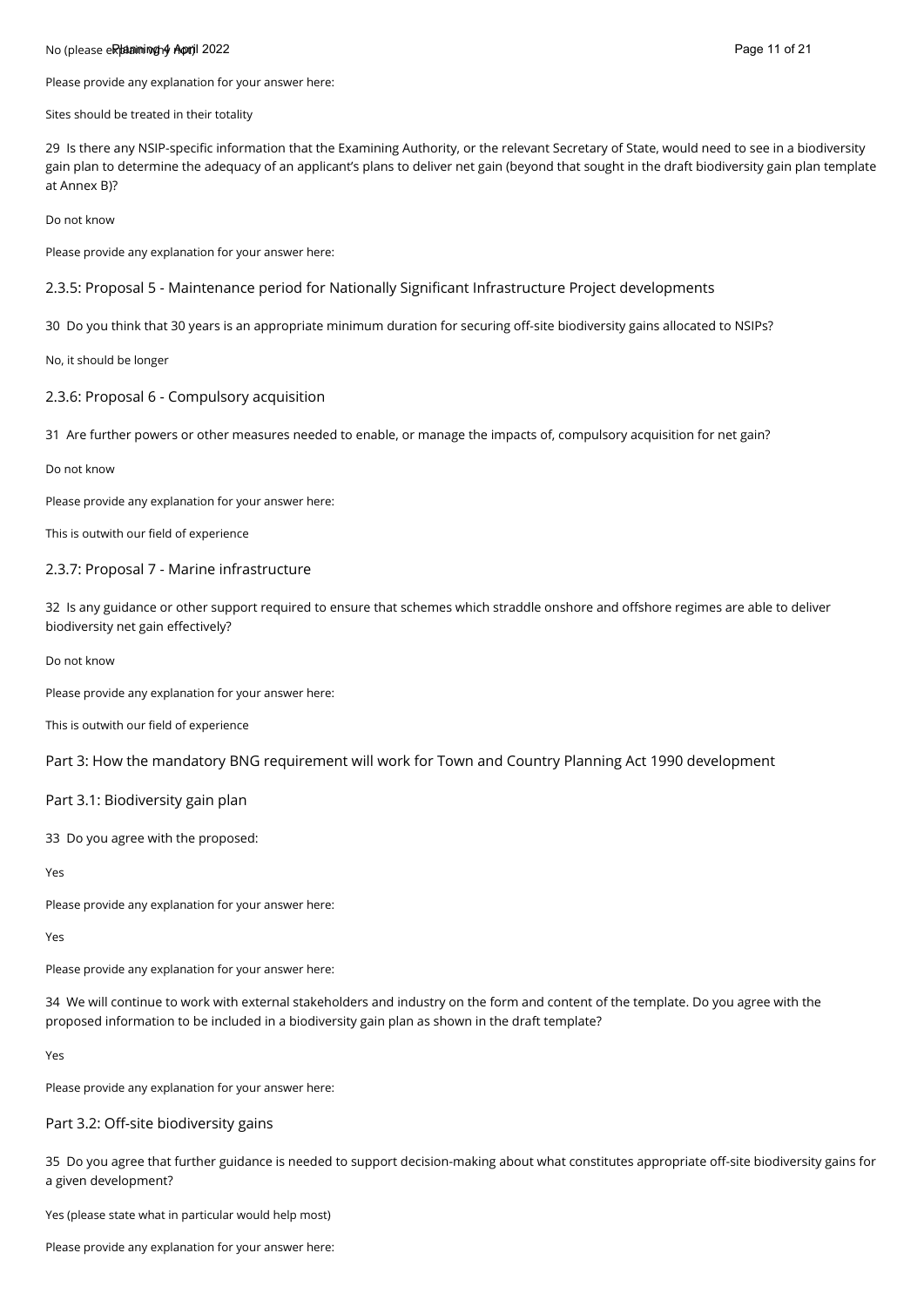No (please explain why not)

Please provide any explanation for your answer here:

Sites should be treated in their totality

29 Is there any NSIP-specific information that the Examining Authority, or the relevant Secretary of State, would need to see in a biodiversity gain plan to determine the adequacy of an applicant's plans to deliver net gain (beyond that sought in the draft biodiversity gain plan template at Annex B)?

Do not know

Please provide any explanation for your answer here:

## 2.3.5: Proposal 5 - Maintenance period for Nationally Significant Infrastructure Project developments

30 Do you think that 30 years is an appropriate minimum duration for securing off-site biodiversity gains allocated to NSIPs?

No, it should be longer

## 2.3.6: Proposal 6 - Compulsory acquisition

31 Are further powers or other measures needed to enable, or manage the impacts of, compulsory acquisition for net gain?

Do not know

Please provide any explanation for your answer here:

This is outwith our field of experience

## 2.3.7: Proposal 7 - Marine infrastructure

32 Is any guidance or other support required to ensure that schemes which straddle onshore and offshore regimes are able to deliver biodiversity net gain effectively?

Do not know

Please provide any explanation for your answer here:

This is outwith our field of experience

# Part 3: How the mandatory BNG requirement will work for Town and Country Planning Act 1990 development

## Part 3.1: Biodiversity gain plan

33 Do you agree with the proposed:

Yes

Please provide any explanation for your answer here:

Yes

Please provide any explanation for your answer here:

34 We will continue to work with external stakeholders and industry on the form and content of the template. Do you agree with the proposed information to be included in a biodiversity gain plan as shown in the draft template?

Yes

Please provide any explanation for your answer here:

## Part 3.2: Off-site biodiversity gains

35 Do you agree that further guidance is needed to support decision-making about what constitutes appropriate off-site biodiversity gains for a given development?

Yes (please state what in particular would help most)

Please provide any explanation for your answer here: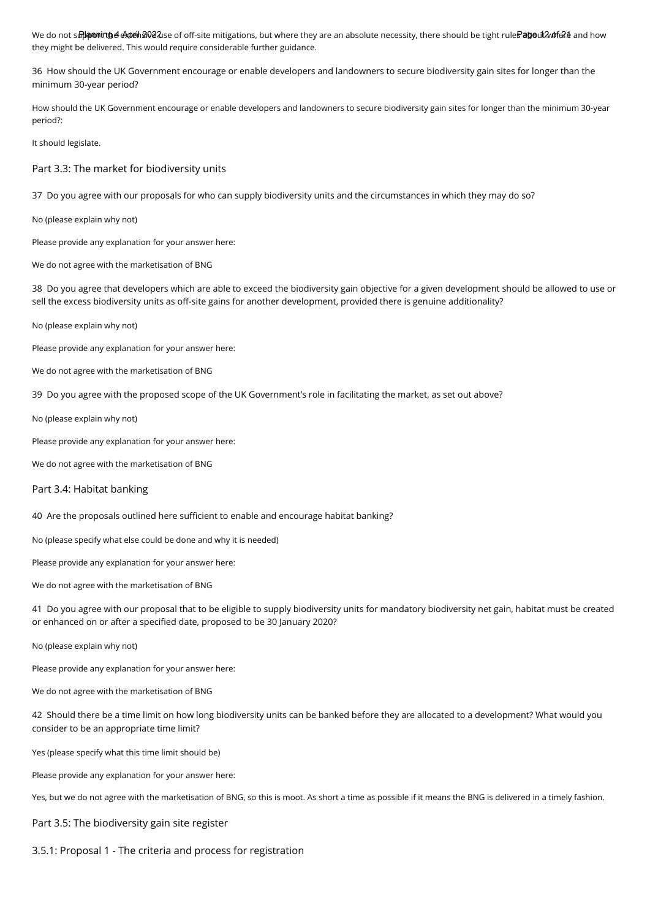We do not support the expansive use of off-site mitigations, but where they are an absolute necessity, there should be tight rules about where and how they might be delivered. This would require considerable further guidance.

36 How should the UK Government encourage or enable developers and landowners to secure biodiversity gain sites for longer than the minimum 30-year period?

How should the UK Government encourage or enable developers and landowners to secure biodiversity gain sites for longer than the minimum 30-year period?:

It should legislate.

## Part 3.3: The market for biodiversity units

37 Do you agree with our proposals for who can supply biodiversity units and the circumstances in which they may do so?

No (please explain why not)

Please provide any explanation for your answer here:

We do not agree with the marketisation of BNG

38 Do you agree that developers which are able to exceed the biodiversity gain objective for a given development should be allowed to use or sell the excess biodiversity units as off-site gains for another development, provided there is genuine additionality?

No (please explain why not)

Please provide any explanation for your answer here:

We do not agree with the marketisation of BNG

39 Do you agree with the proposed scope of the UK Government's role in facilitating the market, as set out above?

No (please explain why not)

Please provide any explanation for your answer here:

We do not agree with the marketisation of BNG

## Part 3.4: Habitat banking

40 Are the proposals outlined here sufficient to enable and encourage habitat banking?

No (please specify what else could be done and why it is needed)

Please provide any explanation for your answer here:

We do not agree with the marketisation of BNG

41 Do you agree with our proposal that to be eligible to supply biodiversity units for mandatory biodiversity net gain, habitat must be created or enhanced on or after a specified date, proposed to be 30 January 2020?

No (please explain why not)

Please provide any explanation for your answer here:

We do not agree with the marketisation of BNG

42 Should there be a time limit on how long biodiversity units can be banked before they are allocated to a development? What would you consider to be an appropriate time limit?

Yes (please specify what this time limit should be)

Please provide any explanation for your answer here:

Yes, but we do not agree with the marketisation of BNG, so this is moot. As short a time as possible if it means the BNG is delivered in a timely fashion.

## Part 3.5: The biodiversity gain site register

### 3.5.1: Proposal 1 - The criteria and process for registration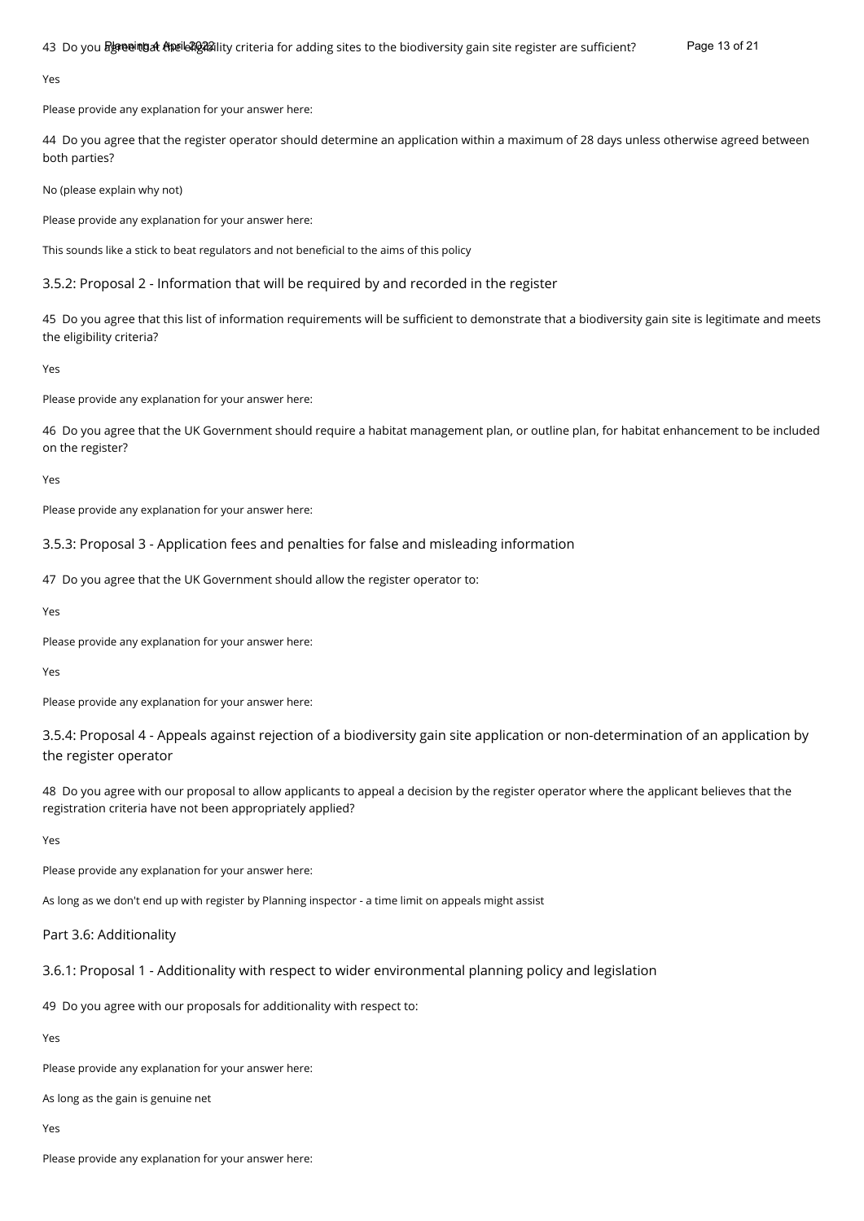43 Do you agree that the eligibility criteria for adding sites to the biodiversity gain site register are sufficient?

Yes

Please provide any explanation for your answer here:

44 Do you agree that the register operator should determine an application within a maximum of 28 days unless otherwise agreed between both parties?

No (please explain why not)

Please provide any explanation for your answer here:

This sounds like a stick to beat regulators and not beneficial to the aims of this policy

### 3.5.2: Proposal 2 - Information that will be required by and recorded in the register

45 Do you agree that this list of information requirements will be sufficient to demonstrate that a biodiversity gain site is legitimate and meets the eligibility criteria?

Yes

Please provide any explanation for your answer here:

46 Do you agree that the UK Government should require a habitat management plan, or outline plan, for habitat enhancement to be included on the register?

Yes

Please provide any explanation for your answer here:

### 3.5.3: Proposal 3 - Application fees and penalties for false and misleading information

47 Do you agree that the UK Government should allow the register operator to:

Yes

Please provide any explanation for your answer here:

Yes

Please provide any explanation for your answer here:

### 3.5.4: Proposal 4 - Appeals against rejection of a biodiversity gain site application or non-determination of an application by the register operator

48 Do you agree with our proposal to allow applicants to appeal a decision by the register operator where the applicant believes that the registration criteria have not been appropriately applied?

Yes

Please provide any explanation for your answer here:

As long as we don't end up with register by Planning inspector - a time limit on appeals might assist

## Part 3.6: Additionality

### 3.6.1: Proposal 1 - Additionality with respect to wider environmental planning policy and legislation

49 Do you agree with our proposals for additionality with respect to:

Yes

Please provide any explanation for your answer here:

As long as the gain is genuine net

Yes

Please provide any explanation for your answer here: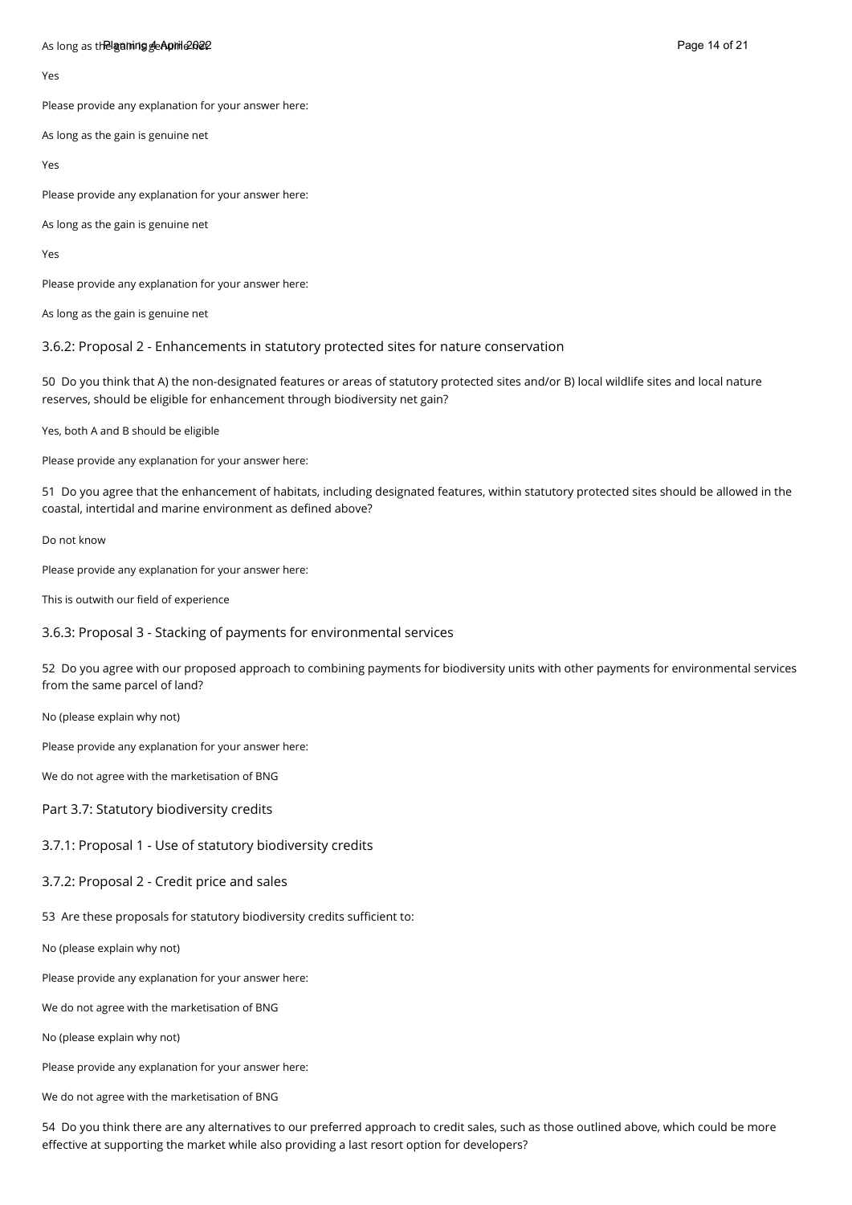Yes

Please provide any explanation for your answer here:

As long as the gain is genuine net

Yes

Please provide any explanation for your answer here:

As long as the gain is genuine net

Yes

Please provide any explanation for your answer here:

As long as the gain is genuine net

### 3.6.2: Proposal 2 - Enhancements in statutory protected sites for nature conservation

50 Do you think that A) the non-designated features or areas of statutory protected sites and/or B) local wildlife sites and local nature reserves, should be eligible for enhancement through biodiversity net gain?

Yes, both A and B should be eligible

Please provide any explanation for your answer here:

51 Do you agree that the enhancement of habitats, including designated features, within statutory protected sites should be allowed in the coastal, intertidal and marine environment as defined above?

Do not know

Please provide any explanation for your answer here:

This is outwith our field of experience

### 3.6.3: Proposal 3 - Stacking of payments for environmental services

52 Do you agree with our proposed approach to combining payments for biodiversity units with other payments for environmental services from the same parcel of land?

No (please explain why not)

Please provide any explanation for your answer here:

We do not agree with the marketisation of BNG

## Part 3.7: Statutory biodiversity credits

### 3.7.1: Proposal 1 - Use of statutory biodiversity credits

### 3.7.2: Proposal 2 - Credit price and sales

53 Are these proposals for statutory biodiversity credits sufficient to:

No (please explain why not)

Please provide any explanation for your answer here:

We do not agree with the marketisation of BNG

No (please explain why not)

Please provide any explanation for your answer here:

We do not agree with the marketisation of BNG

54 Do you think there are any alternatives to our preferred approach to credit sales, such as those outlined above, which could be more effective at supporting the market while also providing a last resort option for developers?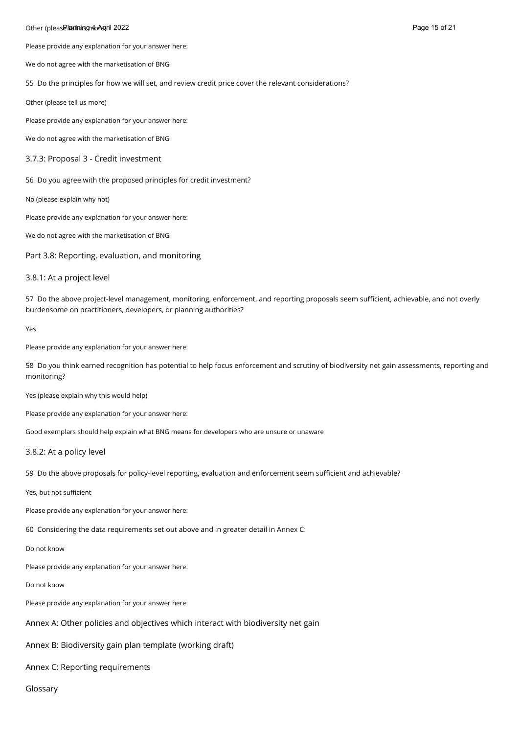Other (please tell us more)

Please provide any explanation for your answer here:

We do not agree with the marketisation of BNG

55 Do the principles for how we will set, and review credit price cover the relevant considerations?

Other (please tell us more)

Please provide any explanation for your answer here:

We do not agree with the marketisation of BNG

### 3.7.3: Proposal 3 - Credit investment

56 Do you agree with the proposed principles for credit investment?

No (please explain why not)

Please provide any explanation for your answer here:

We do not agree with the marketisation of BNG

## Part 3.8: Reporting, evaluation, and monitoring

### 3.8.1: At a project level

57 Do the above project-level management, monitoring, enforcement, and reporting proposals seem sufficient, achievable, and not overly burdensome on practitioners, developers, or planning authorities?

Yes

Please provide any explanation for your answer here:

58 Do you think earned recognition has potential to help focus enforcement and scrutiny of biodiversity net gain assessments, reporting and monitoring?

Yes (please explain why this would help)

Please provide any explanation for your answer here:

Good exemplars should help explain what BNG means for developers who are unsure or unaware

### 3.8.2: At a policy level

59 Do the above proposals for policy-level reporting, evaluation and enforcement seem sufficient and achievable?

Yes, but not sufficient

Please provide any explanation for your answer here:

60 Considering the data requirements set out above and in greater detail in Annex C:

Do not know

Please provide any explanation for your answer here:

Do not know

Please provide any explanation for your answer here:

## Annex A: Other policies and objectives which interact with biodiversity net gain

## Annex B: Biodiversity gain plan template (working draft)

## Annex C: Reporting requirements

## Glossary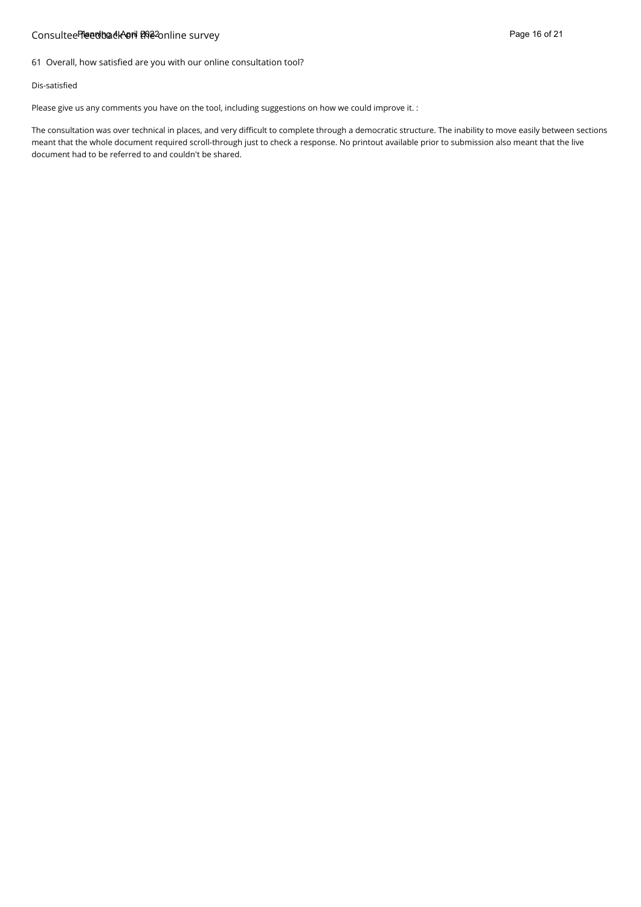61 Overall, how satisfied are you with our online consultation tool?

Dis-satisfied

Please give us any comments you have on the tool, including suggestions on how we could improve it. :

The consultation was over technical in places, and very difficult to complete through a democratic structure. The inability to move easily between sections meant that the whole document required scroll-through just to check a response. No printout available prior to submission also meant that the live document had to be referred to and couldn't be shared.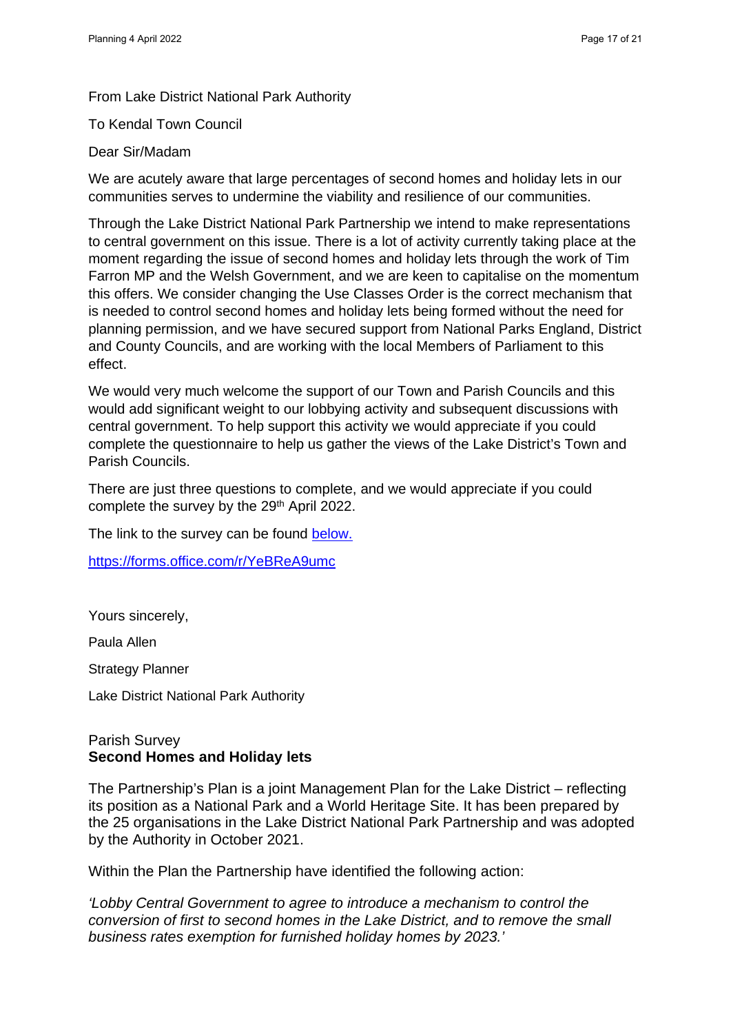From Lake District National Park Authority

To Kendal Town Council

Dear Sir/Madam

We are acutely aware that large percentages of second homes and holiday lets in our communities serves to undermine the viability and resilience of our communities.

Through the Lake District National Park Partnership we intend to make representations to central government on this issue. There is a lot of activity currently taking place at the moment regarding the issue of second homes and holiday lets through the work of Tim Farron MP and the Welsh Government, and we are keen to capitalise on the momentum this offers. We consider changing the Use Classes Order is the correct mechanism that is needed to control second homes and holiday lets being formed without the need for planning permission, and we have secured support from National Parks England, District and County Councils, and are working with the local Members of Parliament to this effect.

We would very much welcome the support of our Town and Parish Councils and this would add significant weight to our lobbying activity and subsequent discussions with central government. To help support this activity we would appreciate if you could complete the questionnaire to help us gather the views of the Lake District's Town and Parish Councils.

There are just three questions to complete, and we would appreciate if you could complete the survey by the 29th April 2022.

The link to the survey can be found [below.](https://forms.office.com/r/YeBReA9umc)

https://forms.office.com/r/YeBReA9umc

Yours sincerely,

Paula Allen

Strategy Planner

Lake District National Park Authority

Parish Survey

**Second Homes and Holiday lets**

The Partnership's Plan is a joint Management Plan for the Lake District – reflecting its position as a National Park and a World Heritage Site. It has been prepared by the 25 organisations in the Lake District National Park Partnership and was adopted by the Authority in October 2021.

Within the Plan the Partnership have identified the following action:

*'Lobby Central Government to agree to introduce a mechanism to control the conversion of first to second homes in the Lake District, and to remove the small business rates exemption for furnished holiday homes by 2023.'*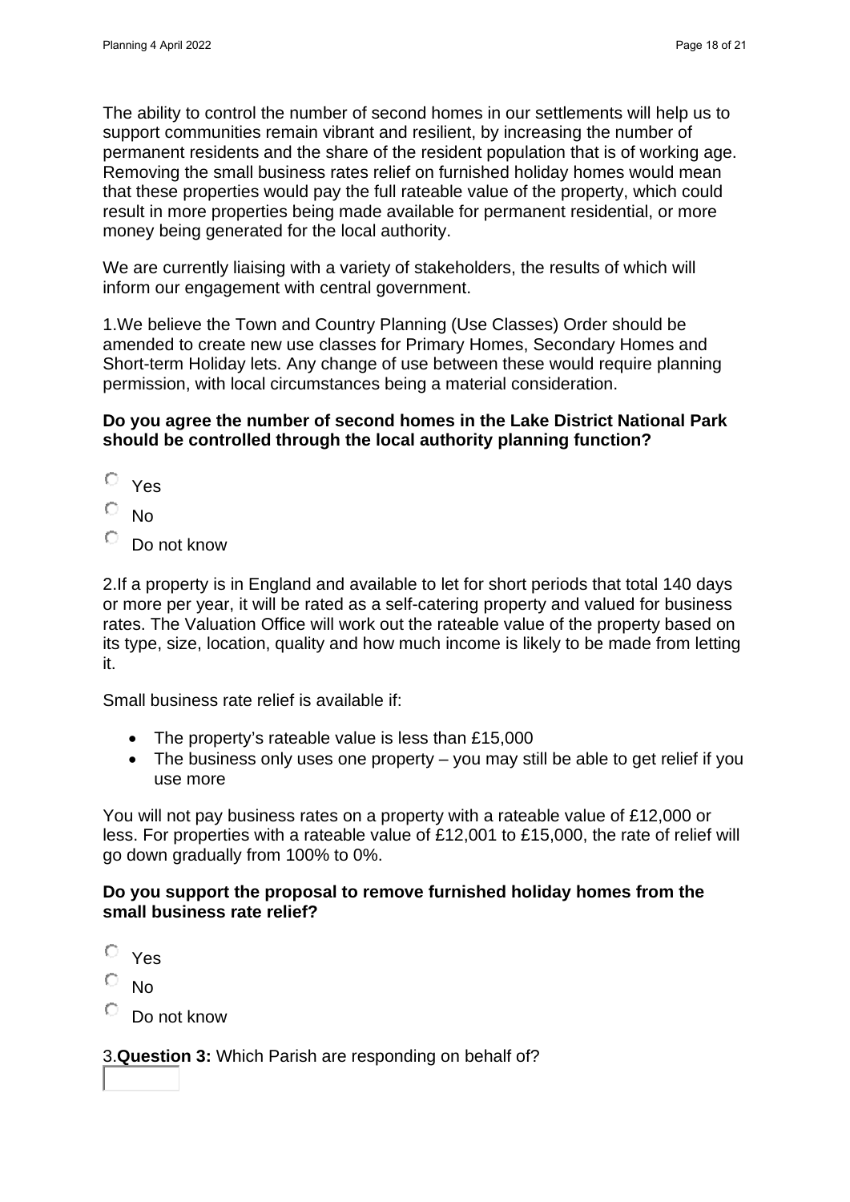The ability to control the number of second homes in our settlements will help us to support communities remain vibrant and resilient, by increasing the number of permanent residents and the share of the resident population that is of working age. Removing the small business rates relief on furnished holiday homes would mean that these properties would pay the full rateable value of the property, which could result in more properties being made available for permanent residential, or more money being generated for the local authority.

We are currently liaising with a variety of stakeholders, the results of which will inform our engagement with central government.

1.We believe the Town and Country Planning (Use Classes) Order should be amended to create new use classes for Primary Homes, Secondary Homes and Short-term Holiday lets. Any change of use between these would require planning permission, with local circumstances being a material consideration.

**Do you agree the number of second homes in the Lake District National Park should be controlled through the local authority planning function?**

- ○ Yes
- ○ No
- ○ Do not know

2.If a property is in England and available to let for short periods that total 140 days or more per year, it will be rated as a self-catering property and valued for business rates. The Valuation Office will work out the rateable value of the property based on its type, size, location, quality and how much income is likely to be made from letting it.

Small business rate relief is available if:

- The property's rateable value is less than £15,000
- The business only uses one property – you may still be able to get relief if you use more

You will not pay business rates on a property with a rateable value of £12,000 or less. For properties with a rateable value of £12,001 to £15,000, the rate of relief will go down gradually from 100% to 0%.

**Do you support the proposal to remove furnished holiday homes from the small business rate relief?**

- ○ Yes
- ○ No
- ○ Do not know

3.**Question 3:** Which Parish are responding on behalf of?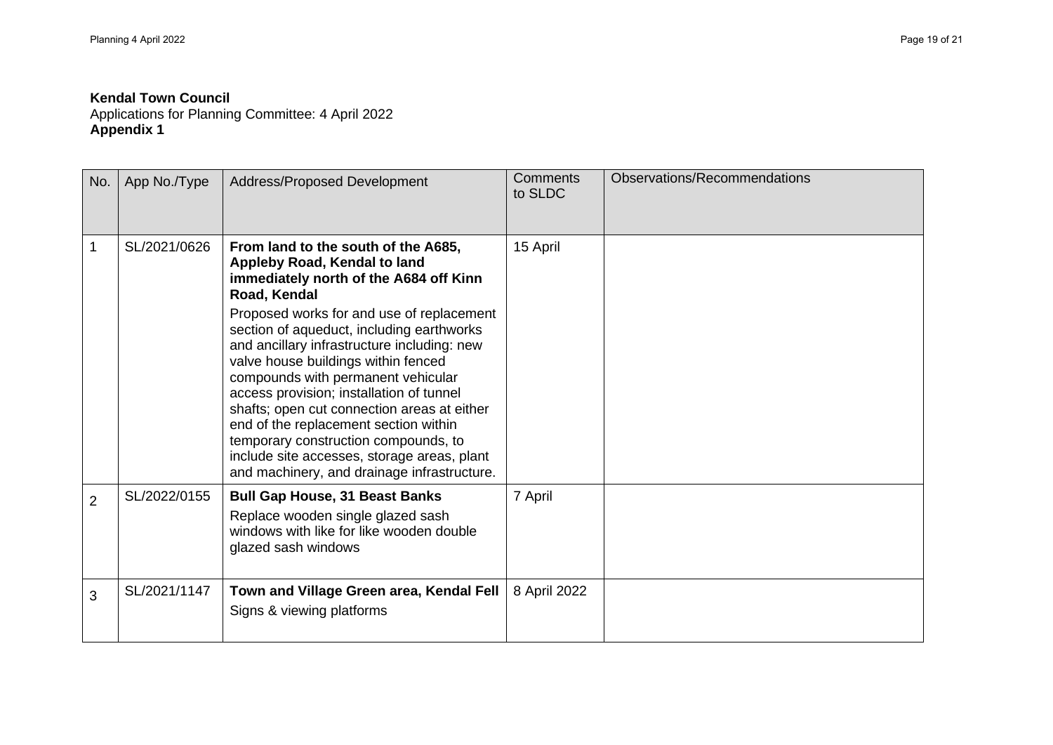**Kendal Town Council**
Applications for Planning Committee: 4 April 2022
**Appendix 1**

| No. | App No./Type | Address/Proposed Development | Comments to SLDC | Observations/Recommendations |
|---|---|---|---|---|
| 1 | SL/2021/0626 | **From land to the south of the A685, Appleby Road, Kendal to land immediately north of the A684 off Kinn Road, Kendal** Proposed works for and use of replacement section of aqueduct, including earthworks and ancillary infrastructure including: new valve house buildings within fenced compounds with permanent vehicular access provision; installation of tunnel shafts; open cut connection areas at either end of the replacement section within temporary construction compounds, to include site accesses, storage areas, plant and machinery, and drainage infrastructure. | 15 April | |
| 2 | SL/2022/0155 | **Bull Gap House, 31 Beast Banks** Replace wooden single glazed sash windows with like for like wooden double glazed sash windows | 7 April | |
| 3 | SL/2021/1147 | **Town and Village Green area, Kendal Fell** Signs & viewing platforms | 8 April 2022 | |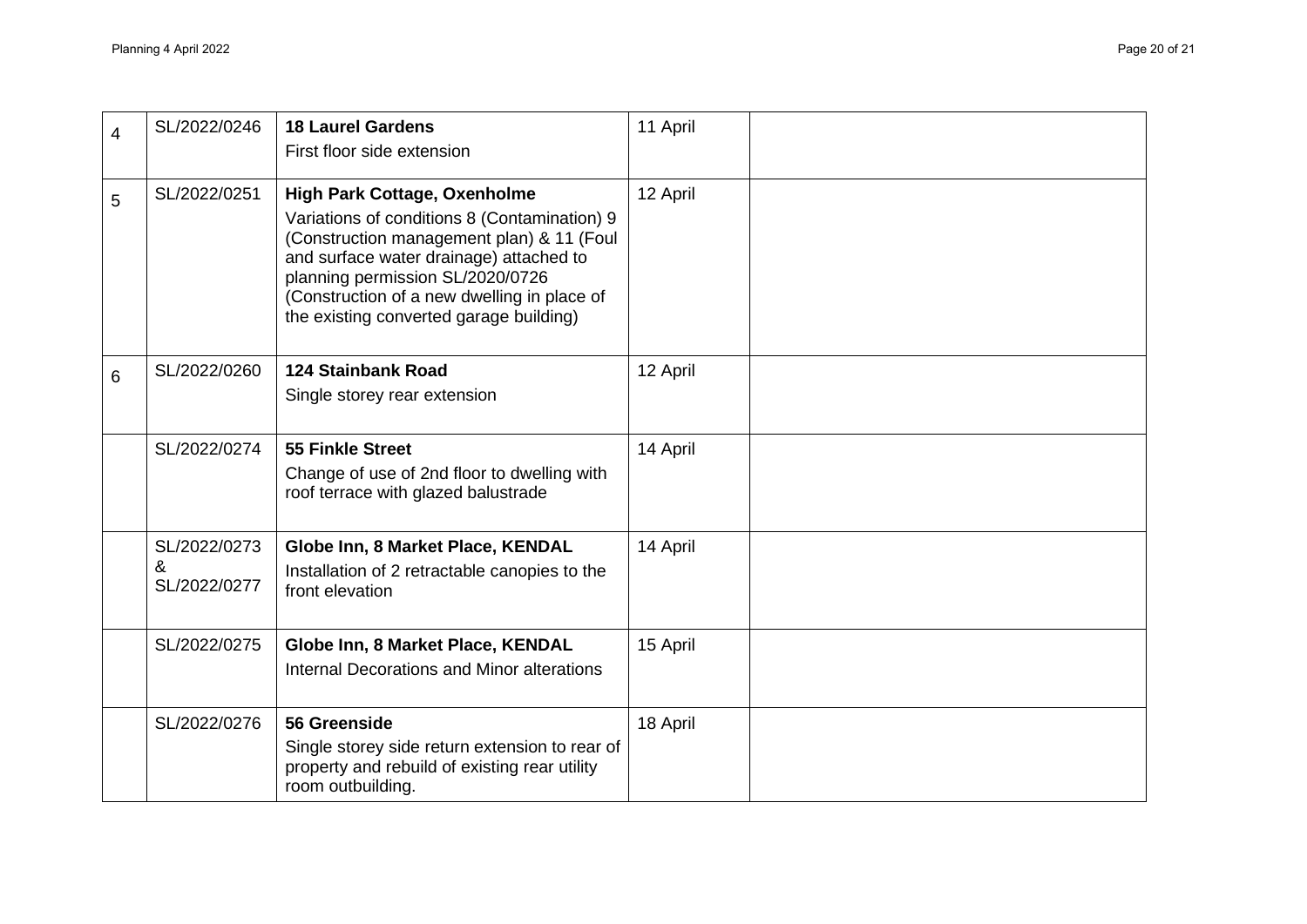| | | | | |
|---|---|---|---|---|
| 4 | SL/2022/0246 | **18 Laurel Gardens**<br>First floor side extension | 11 April | |
| 5 | SL/2022/0251 | **High Park Cottage, Oxenholme**<br>Variations of conditions 8 (Contamination) 9 (Construction management plan) & 11 (Foul and surface water drainage) attached to planning permission SL/2020/0726 (Construction of a new dwelling in place of the existing converted garage building) | 12 April | |
| 6 | SL/2022/0260 | **124 Stainbank Road**<br>Single storey rear extension | 12 April | |
| | SL/2022/0274 | **55 Finkle Street**<br>Change of use of 2nd floor to dwelling with roof terrace with glazed balustrade | 14 April | |
| | SL/2022/0273 & SL/2022/0277 | **Globe Inn, 8 Market Place, KENDAL**<br>Installation of 2 retractable canopies to the front elevation | 14 April | |
| | SL/2022/0275 | **Globe Inn, 8 Market Place, KENDAL**<br>Internal Decorations and Minor alterations | 15 April | |
| | SL/2022/0276 | **56 Greenside**<br>Single storey side return extension to rear of property and rebuild of existing rear utility room outbuilding. | 18 April | |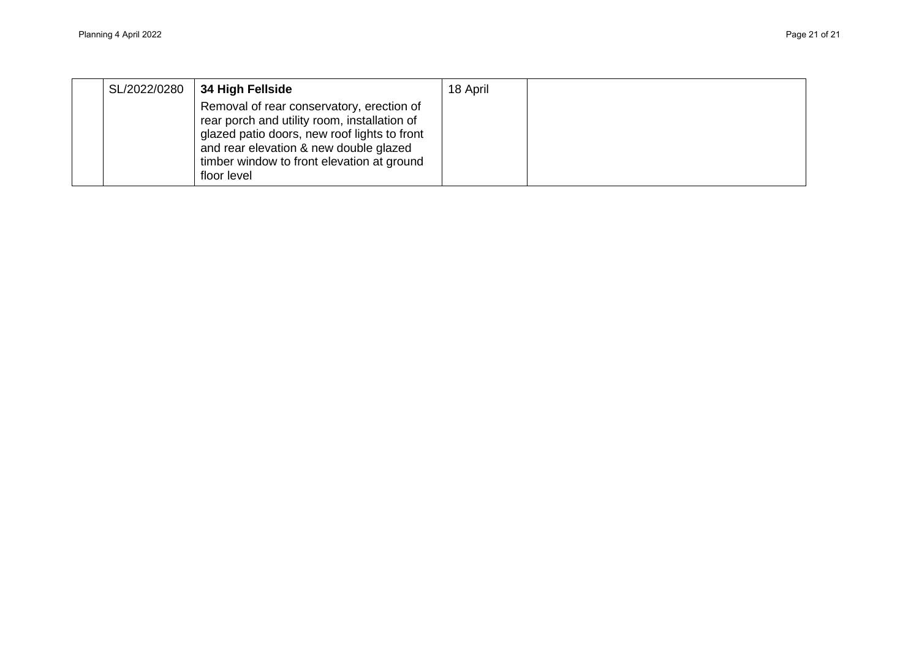| | | | | |
|---|---|---|---|---|
| | SL/2022/0280 | **34 High Fellside**<br>Removal of rear conservatory, erection of rear porch and utility room, installation of glazed patio doors, new roof lights to front and rear elevation & new double glazed timber window to front elevation at ground floor level | 18 April | |